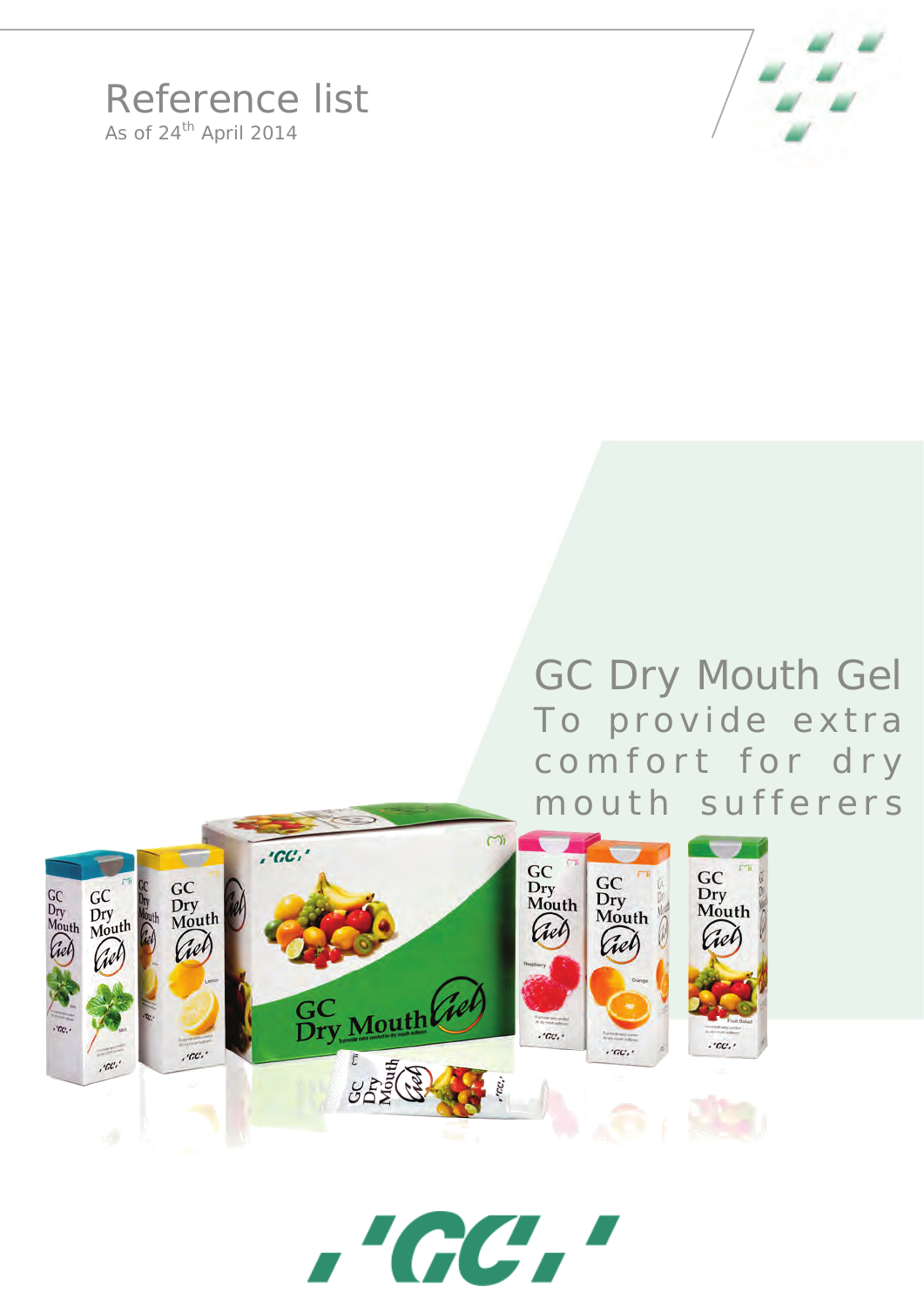# Reference list

As of 24th April 2014

## GC Dry Mouth Gel

To provide extra comfort for dry mouth sufferers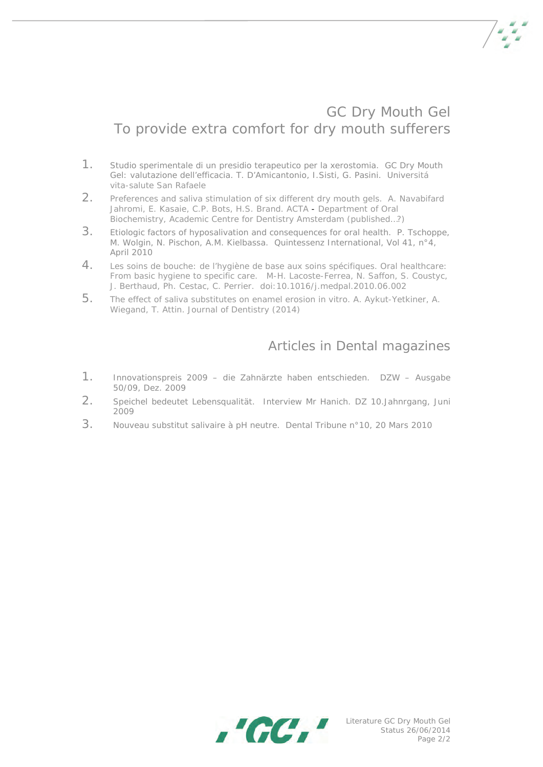# GC Dry Mouth Gel
## To provide extra comfort for dry mouth sufferers

1. Studio sperimentale di un presidio terapeutico per la xerostomia. GC Dry Mouth Gel: valutazione dell'efficacia. T. D'Amicantonio, I.Sisti, G. Pasini. Universitá vita-salute San Rafaele
2. Preferences and saliva stimulation of six different dry mouth gels. A. Navabifard Jahromi, E. Kasaie, C.P. Bots, H.S. Brand. ACTA - Department of Oral Biochemistry, Academic Centre for Dentistry Amsterdam (published…?)
3. Etiologic factors of hyposalivation and consequences for oral health. P. Tschoppe, M. Wolgin, N. Pischon, A.M. Kielbassa. Quintessenz International, Vol 41, n°4, April 2010
4. Les soins de bouche: de l'hygiène de base aux soins spécifiques. Oral healthcare: From basic hygiene to specific care. M-H. Lacoste-Ferrea, N. Saffon, S. Coustyc, J. Berthaud, Ph. Cestac, C. Perrier. doi:10.1016/j.medpal.2010.06.002
5. The effect of saliva substitutes on enamel erosion in vitro. A. Aykut-Yetkiner, A. Wiegand, T. Attin. Journal of Dentistry (2014)

## Articles in Dental magazines

1. Innovationspreis 2009 – die Zahnärzte haben entschieden. DZW – Ausgabe 50/09, Dez. 2009
2. Speichel bedeutet Lebensqualität. Interview Mr Hanich. DZ 10.Jahnrgang, Juni 2009
3. Nouveau substitut salivaire à pH neutre. Dental Tribune n°10, 20 Mars 2010

Literature GC Dry Mouth Gel
Status 26/06/2014